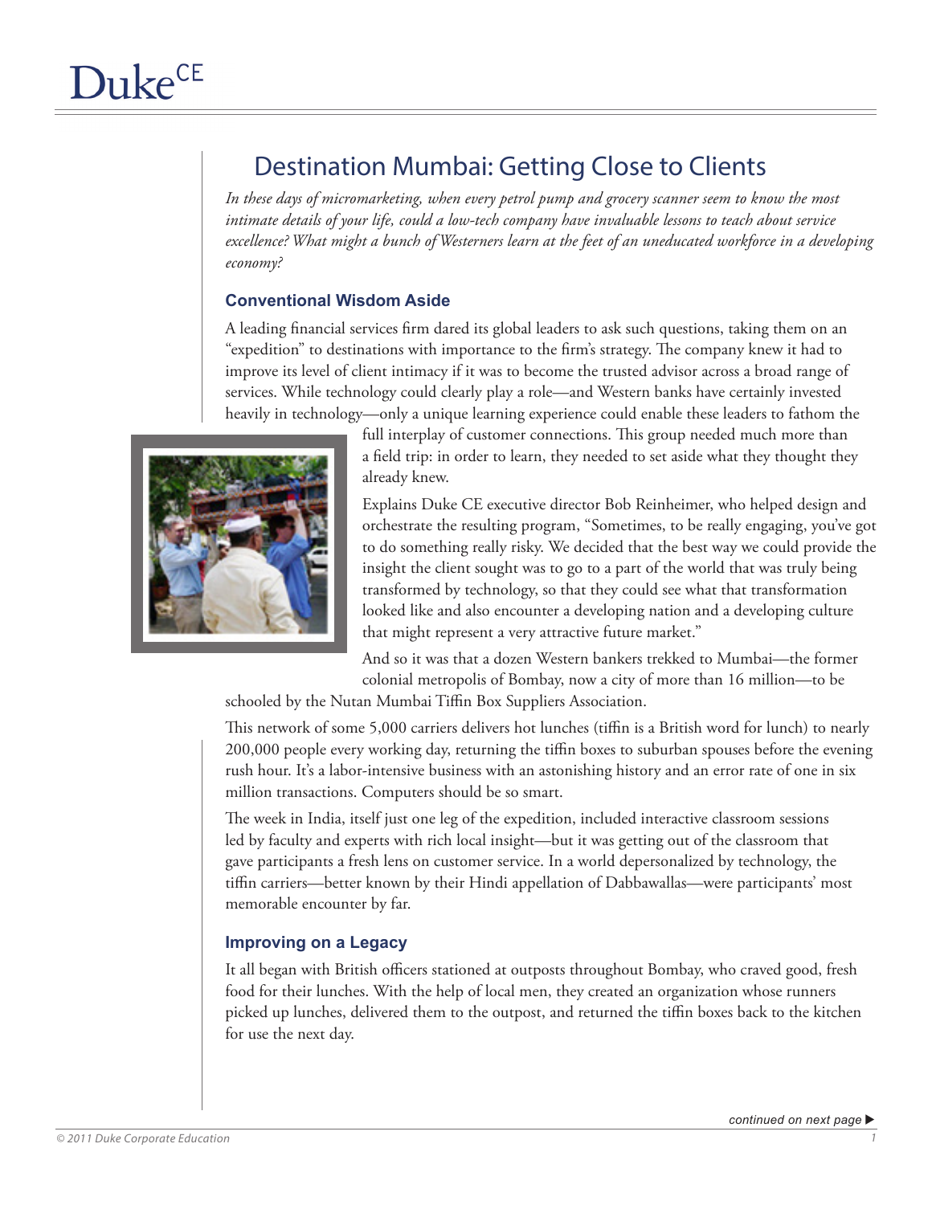# Destination Mumbai: Getting Close to Clients

*In these days of micromarketing, when every petrol pump and grocery scanner seem to know the most intimate details of your life, could a low-tech company have invaluable lessons to teach about service excellence? What might a bunch of Westerners learn at the feet of an uneducated workforce in a developing economy?*

## Conventional Wisdom Aside

A leading financial services firm dared its global leaders to ask such questions, taking them on an "expedition" to destinations with importance to the firm's strategy. The company knew it had to improve its level of client intimacy if it was to become the trusted advisor across a broad range of services. While technology could clearly play a role—and Western banks have certainly invested heavily in technology—only a unique learning experience could enable these leaders to fathom the full interplay of customer connections. This group needed much more than a field trip: in order to learn, they needed to set aside what they thought they already knew.

Explains Duke CE executive director Bob Reinheimer, who helped design and orchestrate the resulting program, "Sometimes, to be really engaging, you've got to do something really risky. We decided that the best way we could provide the insight the client sought was to go to a part of the world that was truly being transformed by technology, so that they could see what that transformation looked like and also encounter a developing nation and a developing culture that might represent a very attractive future market."

And so it was that a dozen Western bankers trekked to Mumbai—the former colonial metropolis of Bombay, now a city of more than 16 million—to be schooled by the Nutan Mumbai Tiffin Box Suppliers Association.

This network of some 5,000 carriers delivers hot lunches (tiffin is a British word for lunch) to nearly 200,000 people every working day, returning the tiffin boxes to suburban spouses before the evening rush hour. It's a labor-intensive business with an astonishing history and an error rate of one in six million transactions. Computers should be so smart.

The week in India, itself just one leg of the expedition, included interactive classroom sessions led by faculty and experts with rich local insight—but it was getting out of the classroom that gave participants a fresh lens on customer service. In a world depersonalized by technology, the tiffin carriers—better known by their Hindi appellation of Dabbawallas—were participants' most memorable encounter by far.

## Improving on a Legacy

It all began with British officers stationed at outposts throughout Bombay, who craved good, fresh food for their lunches. With the help of local men, they created an organization whose runners picked up lunches, delivered them to the outpost, and returned the tiffin boxes back to the kitchen for use the next day.

*continued on next page ▶*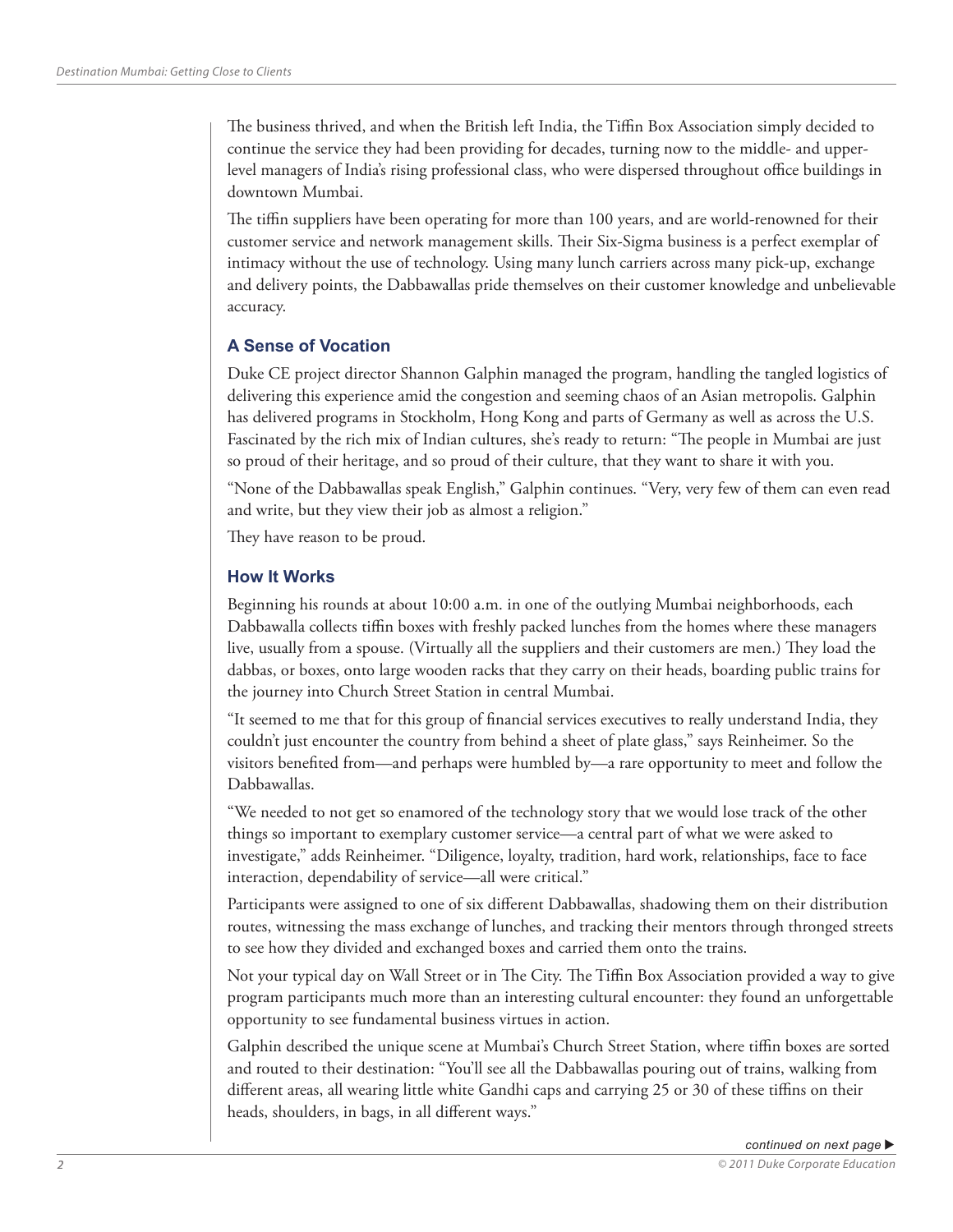The business thrived, and when the British left India, the Tiffin Box Association simply decided to continue the service they had been providing for decades, turning now to the middle- and upper-level managers of India's rising professional class, who were dispersed throughout office buildings in downtown Mumbai.

The tiffin suppliers have been operating for more than 100 years, and are world-renowned for their customer service and network management skills. Their Six-Sigma business is a perfect exemplar of intimacy without the use of technology. Using many lunch carriers across many pick-up, exchange and delivery points, the Dabbawallas pride themselves on their customer knowledge and unbelievable accuracy.

### A Sense of Vocation

Duke CE project director Shannon Galphin managed the program, handling the tangled logistics of delivering this experience amid the congestion and seeming chaos of an Asian metropolis. Galphin has delivered programs in Stockholm, Hong Kong and parts of Germany as well as across the U.S. Fascinated by the rich mix of Indian cultures, she's ready to return: "The people in Mumbai are just so proud of their heritage, and so proud of their culture, that they want to share it with you.

"None of the Dabbawallas speak English," Galphin continues. "Very, very few of them can even read and write, but they view their job as almost a religion."

They have reason to be proud.

### How It Works

Beginning his rounds at about 10:00 a.m. in one of the outlying Mumbai neighborhoods, each Dabbawalla collects tiffin boxes with freshly packed lunches from the homes where these managers live, usually from a spouse. (Virtually all the suppliers and their customers are men.) They load the dabbas, or boxes, onto large wooden racks that they carry on their heads, boarding public trains for the journey into Church Street Station in central Mumbai.

"It seemed to me that for this group of financial services executives to really understand India, they couldn't just encounter the country from behind a sheet of plate glass," says Reinheimer. So the visitors benefited from—and perhaps were humbled by—a rare opportunity to meet and follow the Dabbawallas.

"We needed to not get so enamored of the technology story that we would lose track of the other things so important to exemplary customer service—a central part of what we were asked to investigate," adds Reinheimer. "Diligence, loyalty, tradition, hard work, relationships, face to face interaction, dependability of service—all were critical."

Participants were assigned to one of six different Dabbawallas, shadowing them on their distribution routes, witnessing the mass exchange of lunches, and tracking their mentors through thronged streets to see how they divided and exchanged boxes and carried them onto the trains.

Not your typical day on Wall Street or in The City. The Tiffin Box Association provided a way to give program participants much more than an interesting cultural encounter: they found an unforgettable opportunity to see fundamental business virtues in action.

Galphin described the unique scene at Mumbai's Church Street Station, where tiffin boxes are sorted and routed to their destination: "You'll see all the Dabbawallas pouring out of trains, walking from different areas, all wearing little white Gandhi caps and carrying 25 or 30 of these tiffins on their heads, shoulders, in bags, in all different ways."

*continued on next page ▶*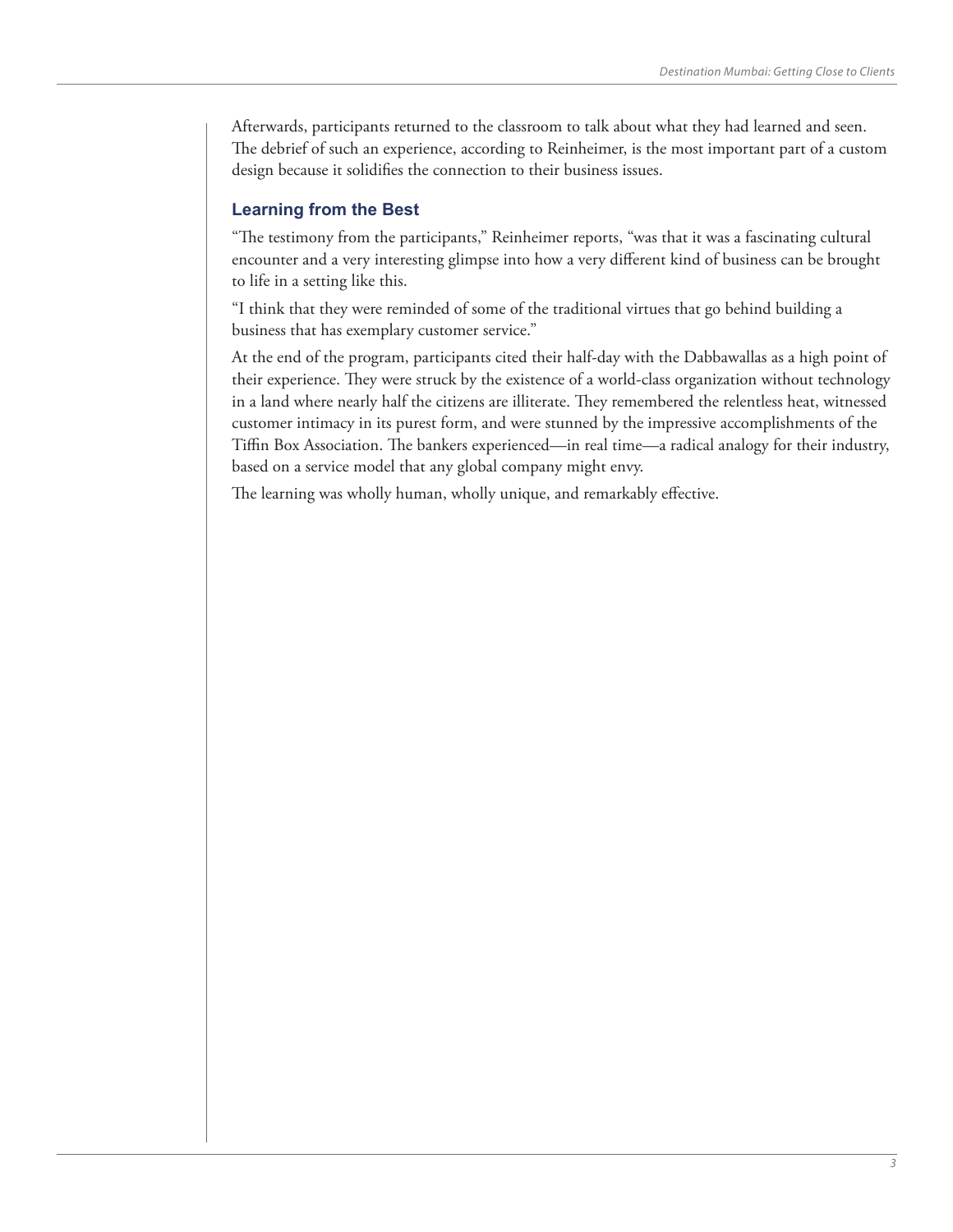Afterwards, participants returned to the classroom to talk about what they had learned and seen. The debrief of such an experience, according to Reinheimer, is the most important part of a custom design because it solidifies the connection to their business issues.

### Learning from the Best

"The testimony from the participants," Reinheimer reports, "was that it was a fascinating cultural encounter and a very interesting glimpse into how a very different kind of business can be brought to life in a setting like this.

"I think that they were reminded of some of the traditional virtues that go behind building a business that has exemplary customer service."

At the end of the program, participants cited their half-day with the Dabbawallas as a high point of their experience. They were struck by the existence of a world-class organization without technology in a land where nearly half the citizens are illiterate. They remembered the relentless heat, witnessed customer intimacy in its purest form, and were stunned by the impressive accomplishments of the Tiffin Box Association. The bankers experienced—in real time—a radical analogy for their industry, based on a service model that any global company might envy.

The learning was wholly human, wholly unique, and remarkably effective.